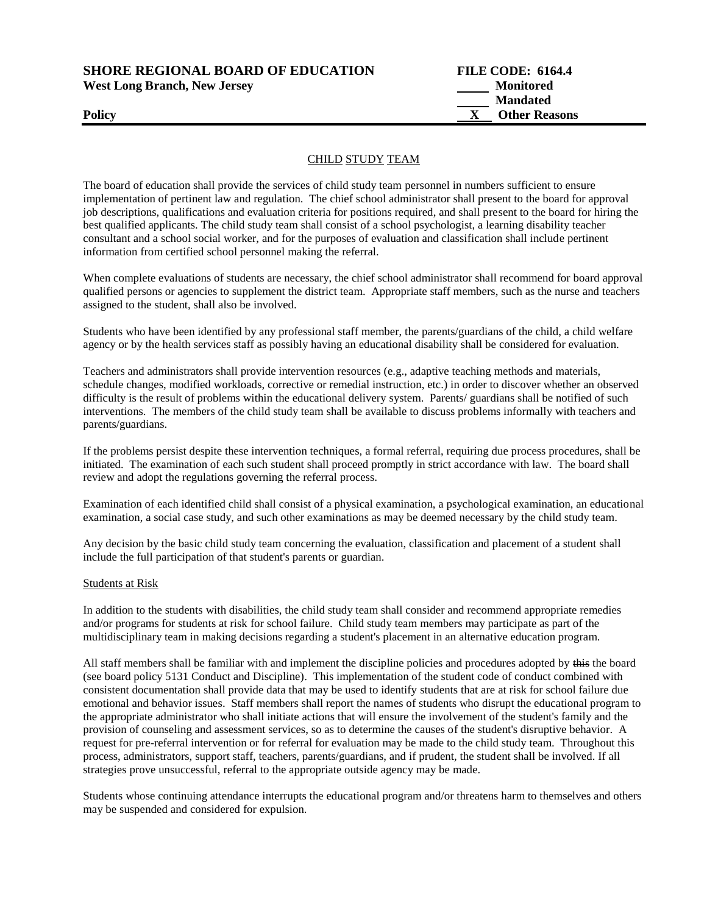**SHORE REGIONAL BOARD OF EDUCATION** **FILE CODE: 6164.4**
**West Long Branch, New Jersey**

____ **Monitored**
____ **Mandated**
**Policy** __X__ **Other Reasons**

---

## CHILD STUDY TEAM

The board of education shall provide the services of child study team personnel in numbers sufficient to ensure implementation of pertinent law and regulation. The chief school administrator shall present to the board for approval job descriptions, qualifications and evaluation criteria for positions required, and shall present to the board for hiring the best qualified applicants. The child study team shall consist of a school psychologist, a learning disability teacher consultant and a school social worker, and for the purposes of evaluation and classification shall include pertinent information from certified school personnel making the referral.

When complete evaluations of students are necessary, the chief school administrator shall recommend for board approval qualified persons or agencies to supplement the district team. Appropriate staff members, such as the nurse and teachers assigned to the student, shall also be involved.

Students who have been identified by any professional staff member, the parents/guardians of the child, a child welfare agency or by the health services staff as possibly having an educational disability shall be considered for evaluation.

Teachers and administrators shall provide intervention resources (e.g., adaptive teaching methods and materials, schedule changes, modified workloads, corrective or remedial instruction, etc.) in order to discover whether an observed difficulty is the result of problems within the educational delivery system. Parents/ guardians shall be notified of such interventions. The members of the child study team shall be available to discuss problems informally with teachers and parents/guardians.

If the problems persist despite these intervention techniques, a formal referral, requiring due process procedures, shall be initiated. The examination of each such student shall proceed promptly in strict accordance with law. The board shall review and adopt the regulations governing the referral process.

Examination of each identified child shall consist of a physical examination, a psychological examination, an educational examination, a social case study, and such other examinations as may be deemed necessary by the child study team.

Any decision by the basic child study team concerning the evaluation, classification and placement of a student shall include the full participation of that student's parents or guardian.

### Students at Risk

In addition to the students with disabilities, the child study team shall consider and recommend appropriate remedies and/or programs for students at risk for school failure. Child study team members may participate as part of the multidisciplinary team in making decisions regarding a student's placement in an alternative education program.

All staff members shall be familiar with and implement the discipline policies and procedures adopted by ~~this~~ the board (see board policy 5131 Conduct and Discipline). This implementation of the student code of conduct combined with consistent documentation shall provide data that may be used to identify students that are at risk for school failure due emotional and behavior issues. Staff members shall report the names of students who disrupt the educational program to the appropriate administrator who shall initiate actions that will ensure the involvement of the student's family and the provision of counseling and assessment services, so as to determine the causes of the student's disruptive behavior. A request for pre-referral intervention or for referral for evaluation may be made to the child study team. Throughout this process, administrators, support staff, teachers, parents/guardians, and if prudent, the student shall be involved. If all strategies prove unsuccessful, referral to the appropriate outside agency may be made.

Students whose continuing attendance interrupts the educational program and/or threatens harm to themselves and others may be suspended and considered for expulsion.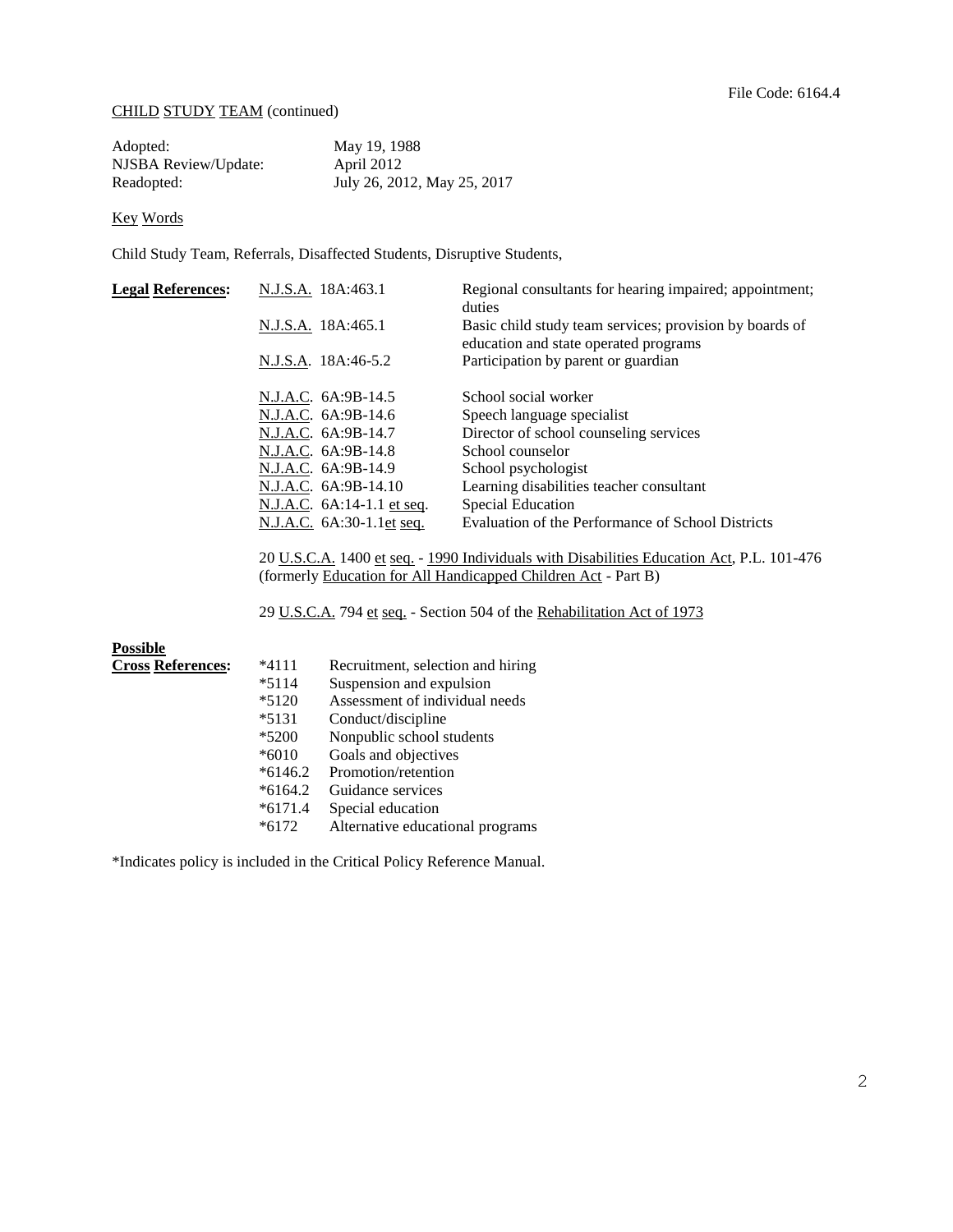File Code: 6164.4

CHILD STUDY TEAM (continued)

| | |
|---|---|
| Adopted: | May 19, 1988 |
| NJSBA Review/Update: | April 2012 |
| Readopted: | July 26, 2012, May 25, 2017 |

Key Words

Child Study Team, Referrals, Disaffected Students, Disruptive Students,

| | | |
|---|---|---|
| **Legal References:** | N.J.S.A. 18A:463.1 | Regional consultants for hearing impaired; appointment; duties |
| | N.J.S.A. 18A:465.1 | Basic child study team services; provision by boards of education and state operated programs |
| | N.J.S.A. 18A:46-5.2 | Participation by parent or guardian |
| | N.J.A.C. 6A:9B-14.5 | School social worker |
| | N.J.A.C. 6A:9B-14.6 | Speech language specialist |
| | N.J.A.C. 6A:9B-14.7 | Director of school counseling services |
| | N.J.A.C. 6A:9B-14.8 | School counselor |
| | N.J.A.C. 6A:9B-14.9 | School psychologist |
| | N.J.A.C. 6A:9B-14.10 | Learning disabilities teacher consultant |
| | N.J.A.C. 6A:14-1.1 et seq. | Special Education |
| | N.J.A.C. 6A:30-1.1et seq. | Evaluation of the Performance of School Districts |

20 U.S.C.A. 1400 et seq. - 1990 Individuals with Disabilities Education Act, P.L. 101-476 (formerly Education for All Handicapped Children Act - Part B)

29 U.S.C.A. 794 et seq. - Section 504 of the Rehabilitation Act of 1973

| | | |
|---|---|---|
| **Possible Cross References:** | *4111 | Recruitment, selection and hiring |
| | *5114 | Suspension and expulsion |
| | *5120 | Assessment of individual needs |
| | *5131 | Conduct/discipline |
| | *5200 | Nonpublic school students |
| | *6010 | Goals and objectives |
| | *6146.2 | Promotion/retention |
| | *6164.2 | Guidance services |
| | *6171.4 | Special education |
| | *6172 | Alternative educational programs |

*Indicates policy is included in the Critical Policy Reference Manual.